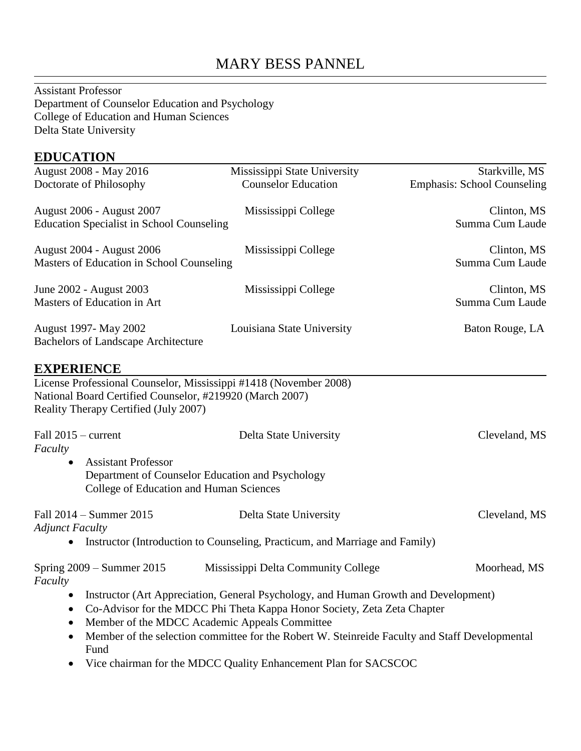# MARY BESS PANNEL

Assistant Professor
Department of Counselor Education and Psychology
College of Education and Human Sciences
Delta State University

## EDUCATION

August 2008 - May 2016 | Mississippi State University | Starkville, MS
Doctorate of Philosophy | Counselor Education | Emphasis: School Counseling

August 2006 - August 2007 | Mississippi College | Clinton, MS
Education Specialist in School Counseling | Summa Cum Laude

August 2004 - August 2006 | Mississippi College | Clinton, MS
Masters of Education in School Counseling | Summa Cum Laude

June 2002 - August 2003 | Mississippi College | Clinton, MS
Masters of Education in Art | Summa Cum Laude

August 1997- May 2002 | Louisiana State University | Baton Rouge, LA
Bachelors of Landscape Architecture

## EXPERIENCE

License Professional Counselor, Mississippi #1418 (November 2008)
National Board Certified Counselor, #219920 (March 2007)
Reality Therapy Certified (July 2007)

Fall 2015 – current | Delta State University | Cleveland, MS
*Faculty*

- Assistant Professor
  Department of Counselor Education and Psychology
  College of Education and Human Sciences

Fall 2014 – Summer 2015 | Delta State University | Cleveland, MS
*Adjunct Faculty*

- Instructor (Introduction to Counseling, Practicum, and Marriage and Family)

Spring 2009 – Summer 2015 | Mississippi Delta Community College | Moorhead, MS
*Faculty*

- Instructor (Art Appreciation, General Psychology, and Human Growth and Development)
- Co-Advisor for the MDCC Phi Theta Kappa Honor Society, Zeta Zeta Chapter
- Member of the MDCC Academic Appeals Committee
- Member of the selection committee for the Robert W. Steinreide Faculty and Staff Developmental Fund
- Vice chairman for the MDCC Quality Enhancement Plan for SACSCOC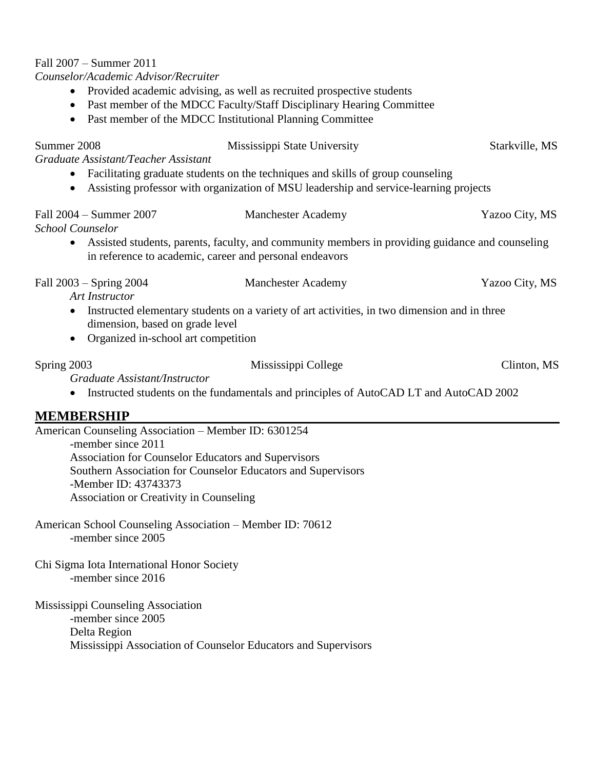Fall 2007 – Summer 2011
*Counselor/Academic Advisor/Recruiter*

- Provided academic advising, as well as recruited prospective students
- Past member of the MDCC Faculty/Staff Disciplinary Hearing Committee
- Past member of the MDCC Institutional Planning Committee

Summer 2008 — Mississippi State University — Starkville, MS
*Graduate Assistant/Teacher Assistant*

- Facilitating graduate students on the techniques and skills of group counseling
- Assisting professor with organization of MSU leadership and service-learning projects

Fall 2004 – Summer 2007 — Manchester Academy — Yazoo City, MS
*School Counselor*

- Assisted students, parents, faculty, and community members in providing guidance and counseling in reference to academic, career and personal endeavors

Fall 2003 – Spring 2004 — Manchester Academy — Yazoo City, MS
*Art Instructor*

- Instructed elementary students on a variety of art activities, in two dimension and in three dimension, based on grade level
- Organized in-school art competition

Spring 2003 — Mississippi College — Clinton, MS
*Graduate Assistant/Instructor*

- Instructed students on the fundamentals and principles of AutoCAD LT and AutoCAD 2002

## MEMBERSHIP

American Counseling Association – Member ID: 6301254
- -member since 2011
- Association for Counselor Educators and Supervisors
- Southern Association for Counselor Educators and Supervisors
- -Member ID: 43743373
- Association or Creativity in Counseling

American School Counseling Association – Member ID: 70612
- -member since 2005

Chi Sigma Iota International Honor Society
- -member since 2016

Mississippi Counseling Association
- -member since 2005
- Delta Region
- Mississippi Association of Counselor Educators and Supervisors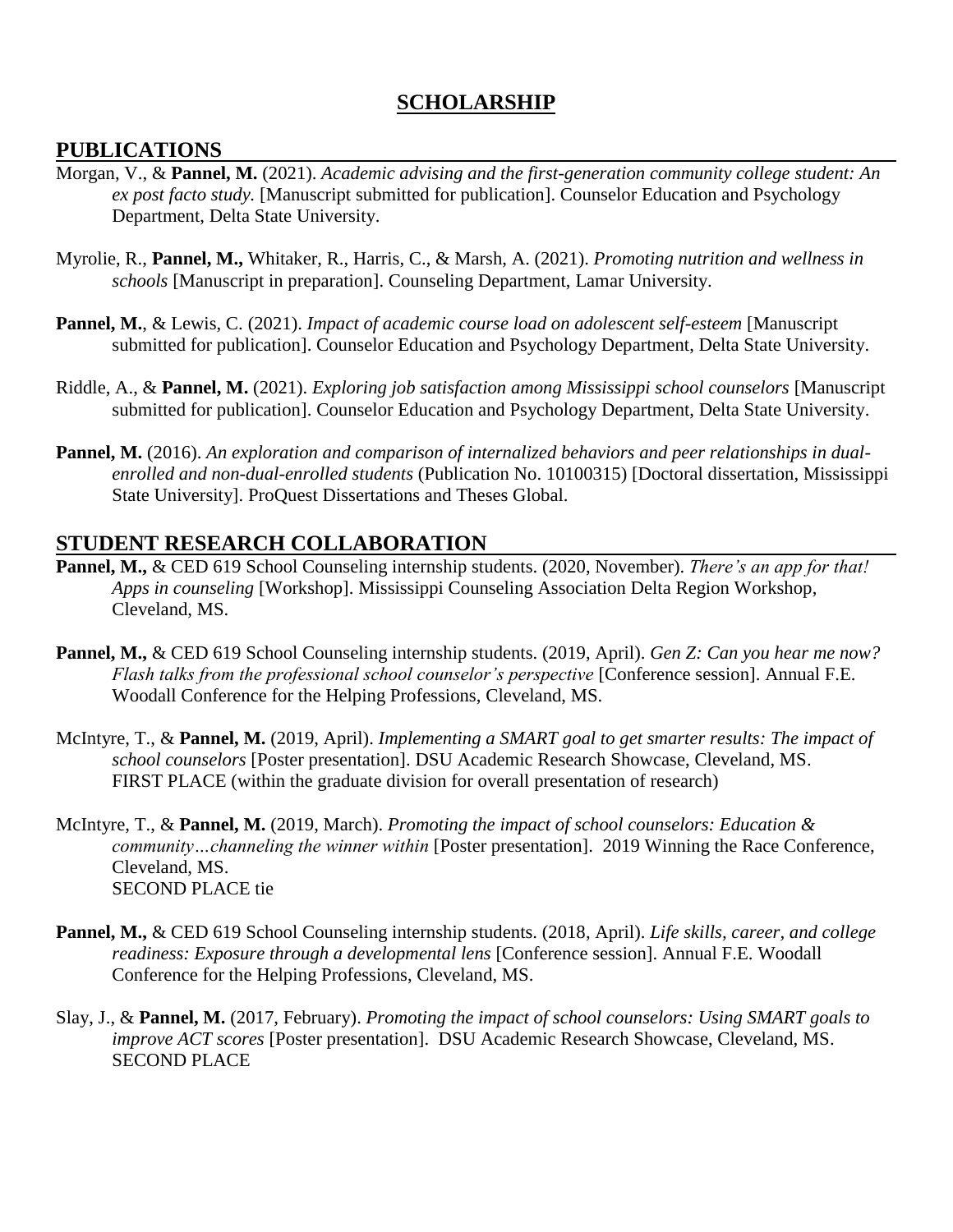# SCHOLARSHIP

## PUBLICATIONS

Morgan, V., & **Pannel, M.** (2021). *Academic advising and the first-generation community college student: An ex post facto study.* [Manuscript submitted for publication]. Counselor Education and Psychology Department, Delta State University.

Myrolie, R., **Pannel, M.,** Whitaker, R., Harris, C., & Marsh, A. (2021). *Promoting nutrition and wellness in schools* [Manuscript in preparation]. Counseling Department, Lamar University.

**Pannel, M.**, & Lewis, C. (2021). *Impact of academic course load on adolescent self-esteem* [Manuscript submitted for publication]. Counselor Education and Psychology Department, Delta State University.

Riddle, A., & **Pannel, M.** (2021). *Exploring job satisfaction among Mississippi school counselors* [Manuscript submitted for publication]. Counselor Education and Psychology Department, Delta State University.

**Pannel, M.** (2016). *An exploration and comparison of internalized behaviors and peer relationships in dual-enrolled and non-dual-enrolled students* (Publication No. 10100315) [Doctoral dissertation, Mississippi State University]. ProQuest Dissertations and Theses Global.

## STUDENT RESEARCH COLLABORATION

**Pannel, M.,** & CED 619 School Counseling internship students. (2020, November). *There's an app for that! Apps in counseling* [Workshop]. Mississippi Counseling Association Delta Region Workshop, Cleveland, MS.

**Pannel, M.,** & CED 619 School Counseling internship students. (2019, April). *Gen Z: Can you hear me now? Flash talks from the professional school counselor's perspective* [Conference session]. Annual F.E. Woodall Conference for the Helping Professions, Cleveland, MS.

McIntyre, T., & **Pannel, M.** (2019, April). *Implementing a SMART goal to get smarter results: The impact of school counselors* [Poster presentation]. DSU Academic Research Showcase, Cleveland, MS.
FIRST PLACE (within the graduate division for overall presentation of research)

McIntyre, T., & **Pannel, M.** (2019, March). *Promoting the impact of school counselors: Education & community…channeling the winner within* [Poster presentation]. 2019 Winning the Race Conference, Cleveland, MS.
SECOND PLACE tie

**Pannel, M.,** & CED 619 School Counseling internship students. (2018, April). *Life skills, career, and college readiness: Exposure through a developmental lens* [Conference session]. Annual F.E. Woodall Conference for the Helping Professions, Cleveland, MS.

Slay, J., & **Pannel, M.** (2017, February). *Promoting the impact of school counselors: Using SMART goals to improve ACT scores* [Poster presentation]. DSU Academic Research Showcase, Cleveland, MS.
SECOND PLACE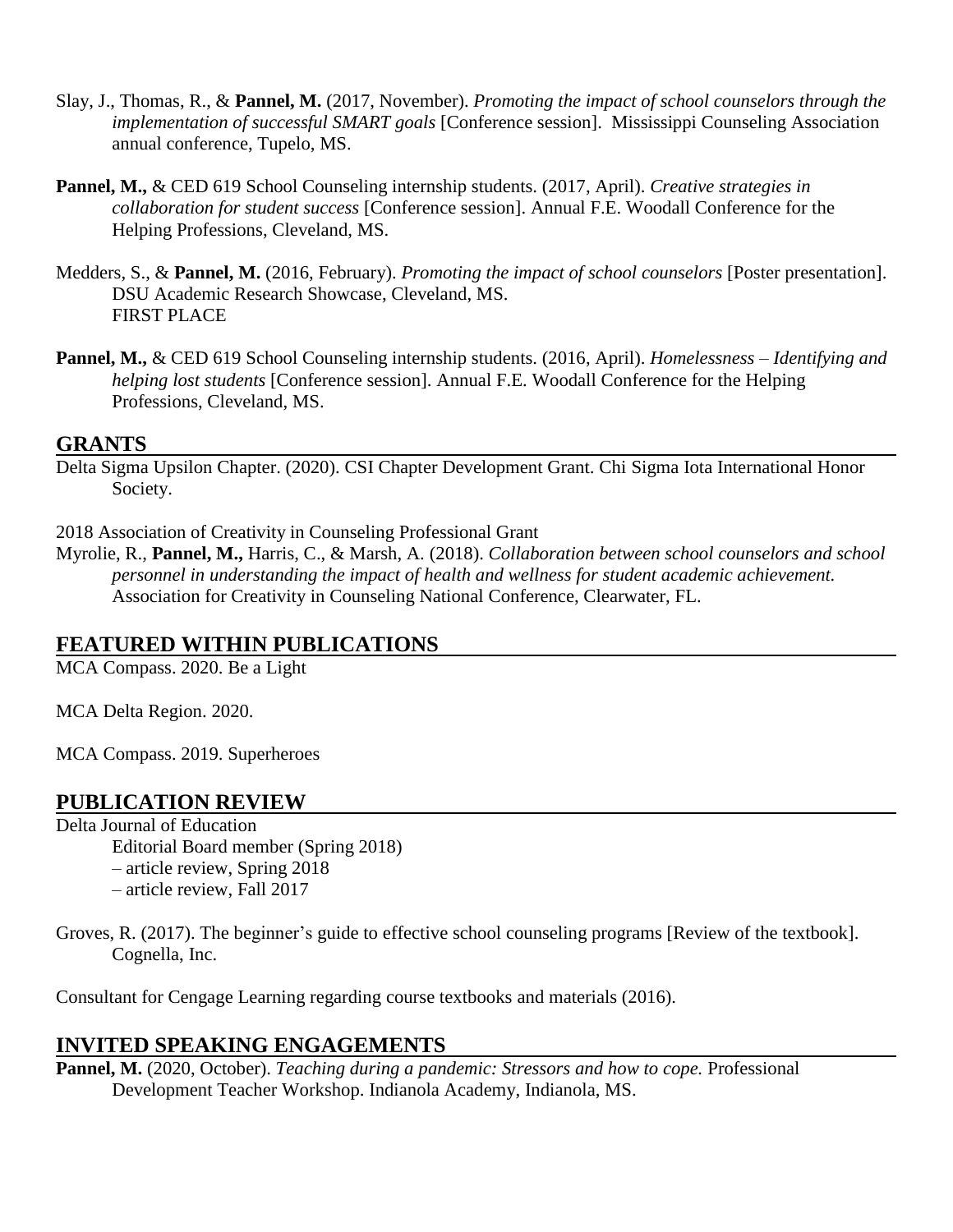Slay, J., Thomas, R., & **Pannel, M.** (2017, November). *Promoting the impact of school counselors through the implementation of successful SMART goals* [Conference session]. Mississippi Counseling Association annual conference, Tupelo, MS.

**Pannel, M.,** & CED 619 School Counseling internship students. (2017, April). *Creative strategies in collaboration for student success* [Conference session]. Annual F.E. Woodall Conference for the Helping Professions, Cleveland, MS.

Medders, S., & **Pannel, M.** (2016, February). *Promoting the impact of school counselors* [Poster presentation]. DSU Academic Research Showcase, Cleveland, MS.
FIRST PLACE

**Pannel, M.,** & CED 619 School Counseling internship students. (2016, April). *Homelessness – Identifying and helping lost students* [Conference session]. Annual F.E. Woodall Conference for the Helping Professions, Cleveland, MS.

## GRANTS

Delta Sigma Upsilon Chapter. (2020). CSI Chapter Development Grant. Chi Sigma Iota International Honor Society.

2018 Association of Creativity in Counseling Professional Grant
Myrolie, R., **Pannel, M.,** Harris, C., & Marsh, A. (2018). *Collaboration between school counselors and school personnel in understanding the impact of health and wellness for student academic achievement.* Association for Creativity in Counseling National Conference, Clearwater, FL.

## FEATURED WITHIN PUBLICATIONS

MCA Compass. 2020. Be a Light

MCA Delta Region. 2020.

MCA Compass. 2019. Superheroes

## PUBLICATION REVIEW

Delta Journal of Education
- Editorial Board member (Spring 2018)
- – article review, Spring 2018
- – article review, Fall 2017

Groves, R. (2017). The beginner's guide to effective school counseling programs [Review of the textbook]. Cognella, Inc.

Consultant for Cengage Learning regarding course textbooks and materials (2016).

## INVITED SPEAKING ENGAGEMENTS

**Pannel, M.** (2020, October). *Teaching during a pandemic: Stressors and how to cope.* Professional Development Teacher Workshop. Indianola Academy, Indianola, MS.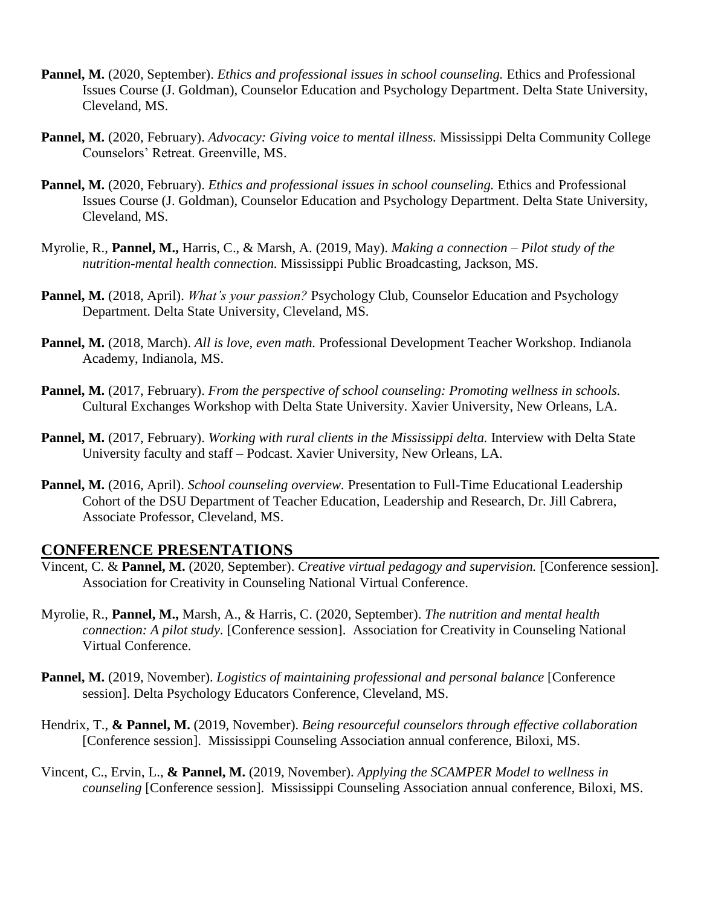**Pannel, M.** (2020, September). *Ethics and professional issues in school counseling.* Ethics and Professional Issues Course (J. Goldman), Counselor Education and Psychology Department. Delta State University, Cleveland, MS.

**Pannel, M.** (2020, February). *Advocacy: Giving voice to mental illness.* Mississippi Delta Community College Counselors' Retreat. Greenville, MS.

**Pannel, M.** (2020, February). *Ethics and professional issues in school counseling.* Ethics and Professional Issues Course (J. Goldman), Counselor Education and Psychology Department. Delta State University, Cleveland, MS.

Myrolie, R., **Pannel, M.,** Harris, C., & Marsh, A. (2019, May). *Making a connection – Pilot study of the nutrition-mental health connection.* Mississippi Public Broadcasting, Jackson, MS.

**Pannel, M.** (2018, April). *What's your passion?* Psychology Club, Counselor Education and Psychology Department. Delta State University, Cleveland, MS.

**Pannel, M.** (2018, March). *All is love, even math.* Professional Development Teacher Workshop. Indianola Academy, Indianola, MS.

**Pannel, M.** (2017, February). *From the perspective of school counseling: Promoting wellness in schools.* Cultural Exchanges Workshop with Delta State University. Xavier University, New Orleans, LA.

**Pannel, M.** (2017, February). *Working with rural clients in the Mississippi delta.* Interview with Delta State University faculty and staff – Podcast. Xavier University, New Orleans, LA.

**Pannel, M.** (2016, April). *School counseling overview.* Presentation to Full-Time Educational Leadership Cohort of the DSU Department of Teacher Education, Leadership and Research, Dr. Jill Cabrera, Associate Professor, Cleveland, MS.

## CONFERENCE PRESENTATIONS

Vincent, C. & **Pannel, M.** (2020, September). *Creative virtual pedagogy and supervision.* [Conference session]. Association for Creativity in Counseling National Virtual Conference.

Myrolie, R., **Pannel, M.,** Marsh, A., & Harris, C. (2020, September). *The nutrition and mental health connection: A pilot study.* [Conference session]. Association for Creativity in Counseling National Virtual Conference.

**Pannel, M.** (2019, November). *Logistics of maintaining professional and personal balance* [Conference session]. Delta Psychology Educators Conference, Cleveland, MS.

Hendrix, T., **& Pannel, M.** (2019, November). *Being resourceful counselors through effective collaboration* [Conference session]. Mississippi Counseling Association annual conference, Biloxi, MS.

Vincent, C., Ervin, L., **& Pannel, M.** (2019, November). *Applying the SCAMPER Model to wellness in counseling* [Conference session]. Mississippi Counseling Association annual conference, Biloxi, MS.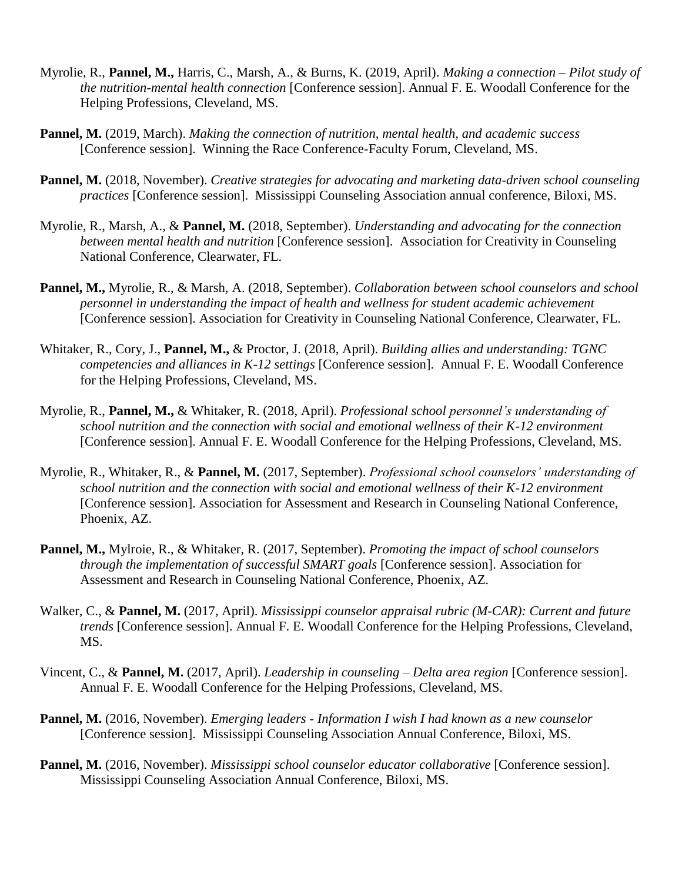Myrolie, R., **Pannel, M.,** Harris, C., Marsh, A., & Burns, K. (2019, April). *Making a connection – Pilot study of the nutrition-mental health connection* [Conference session]. Annual F. E. Woodall Conference for the Helping Professions, Cleveland, MS.

**Pannel, M.** (2019, March). *Making the connection of nutrition, mental health, and academic success* [Conference session]. Winning the Race Conference-Faculty Forum, Cleveland, MS.

**Pannel, M.** (2018, November). *Creative strategies for advocating and marketing data-driven school counseling practices* [Conference session]. Mississippi Counseling Association annual conference, Biloxi, MS.

Myrolie, R., Marsh, A., & **Pannel, M.** (2018, September). *Understanding and advocating for the connection between mental health and nutrition* [Conference session]. Association for Creativity in Counseling National Conference, Clearwater, FL.

**Pannel, M.,** Myrolie, R., & Marsh, A. (2018, September). *Collaboration between school counselors and school personnel in understanding the impact of health and wellness for student academic achievement* [Conference session]. Association for Creativity in Counseling National Conference, Clearwater, FL.

Whitaker, R., Cory, J., **Pannel, M.,** & Proctor, J. (2018, April). *Building allies and understanding: TGNC competencies and alliances in K-12 settings* [Conference session]. Annual F. E. Woodall Conference for the Helping Professions, Cleveland, MS.

Myrolie, R., **Pannel, M.,** & Whitaker, R. (2018, April). *Professional school personnel's understanding of school nutrition and the connection with social and emotional wellness of their K-12 environment* [Conference session]. Annual F. E. Woodall Conference for the Helping Professions, Cleveland, MS.

Myrolie, R., Whitaker, R., & **Pannel, M.** (2017, September). *Professional school counselors' understanding of school nutrition and the connection with social and emotional wellness of their K-12 environment* [Conference session]. Association for Assessment and Research in Counseling National Conference, Phoenix, AZ.

**Pannel, M.,** Mylroie, R., & Whitaker, R. (2017, September). *Promoting the impact of school counselors through the implementation of successful SMART goals* [Conference session]. Association for Assessment and Research in Counseling National Conference, Phoenix, AZ.

Walker, C., & **Pannel, M.** (2017, April). *Mississippi counselor appraisal rubric (M-CAR): Current and future trends* [Conference session]. Annual F. E. Woodall Conference for the Helping Professions, Cleveland, MS.

Vincent, C., & **Pannel, M.** (2017, April). *Leadership in counseling – Delta area region* [Conference session]. Annual F. E. Woodall Conference for the Helping Professions, Cleveland, MS.

**Pannel, M.** (2016, November). *Emerging leaders - Information I wish I had known as a new counselor* [Conference session]. Mississippi Counseling Association Annual Conference, Biloxi, MS.

**Pannel, M.** (2016, November). *Mississippi school counselor educator collaborative* [Conference session]. Mississippi Counseling Association Annual Conference, Biloxi, MS.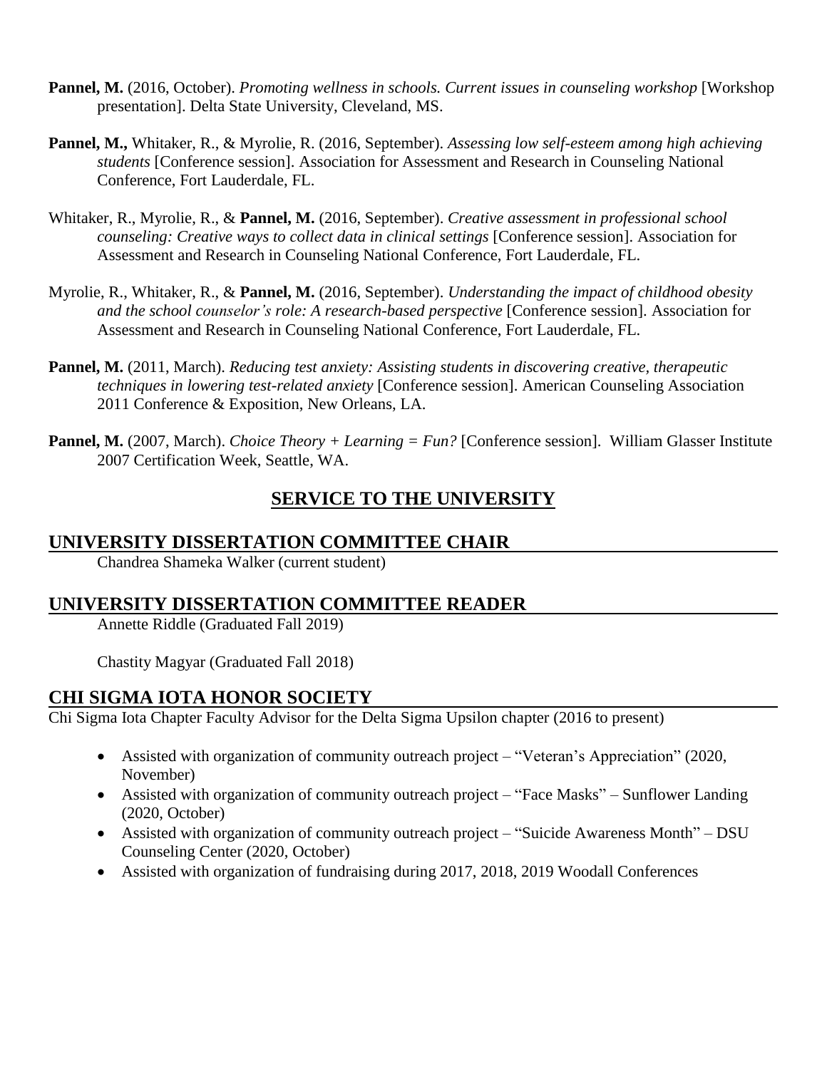**Pannel, M.** (2016, October). *Promoting wellness in schools. Current issues in counseling workshop* [Workshop presentation]. Delta State University, Cleveland, MS.

**Pannel, M.,** Whitaker, R., & Myrolie, R. (2016, September). *Assessing low self-esteem among high achieving students* [Conference session]. Association for Assessment and Research in Counseling National Conference, Fort Lauderdale, FL.

Whitaker, R., Myrolie, R., & **Pannel, M.** (2016, September). *Creative assessment in professional school counseling: Creative ways to collect data in clinical settings* [Conference session]. Association for Assessment and Research in Counseling National Conference, Fort Lauderdale, FL.

Myrolie, R., Whitaker, R., & **Pannel, M.** (2016, September). *Understanding the impact of childhood obesity and the school counselor's role: A research-based perspective* [Conference session]. Association for Assessment and Research in Counseling National Conference, Fort Lauderdale, FL.

**Pannel, M.** (2011, March). *Reducing test anxiety: Assisting students in discovering creative, therapeutic techniques in lowering test-related anxiety* [Conference session]. American Counseling Association 2011 Conference & Exposition, New Orleans, LA.

**Pannel, M.** (2007, March). *Choice Theory + Learning = Fun?* [Conference session]. William Glasser Institute 2007 Certification Week, Seattle, WA.

## SERVICE TO THE UNIVERSITY

### UNIVERSITY DISSERTATION COMMITTEE CHAIR

Chandrea Shameka Walker (current student)

### UNIVERSITY DISSERTATION COMMITTEE READER

Annette Riddle (Graduated Fall 2019)

Chastity Magyar (Graduated Fall 2018)

### CHI SIGMA IOTA HONOR SOCIETY

Chi Sigma Iota Chapter Faculty Advisor for the Delta Sigma Upsilon chapter (2016 to present)

- Assisted with organization of community outreach project – "Veteran's Appreciation" (2020, November)
- Assisted with organization of community outreach project – "Face Masks" – Sunflower Landing (2020, October)
- Assisted with organization of community outreach project – "Suicide Awareness Month" – DSU Counseling Center (2020, October)
- Assisted with organization of fundraising during 2017, 2018, 2019 Woodall Conferences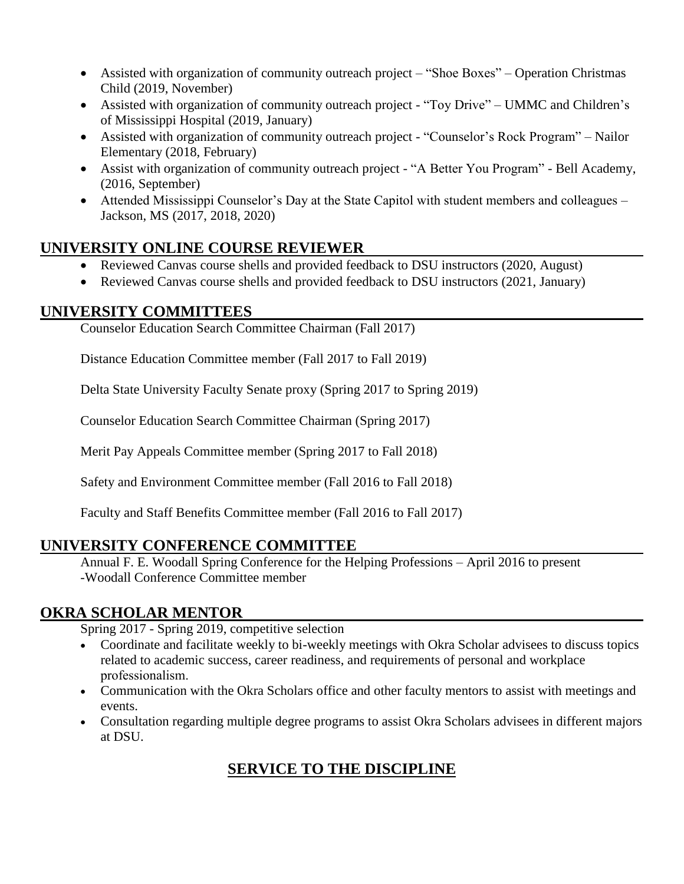- Assisted with organization of community outreach project – "Shoe Boxes" – Operation Christmas Child (2019, November)
- Assisted with organization of community outreach project - "Toy Drive" – UMMC and Children's of Mississippi Hospital (2019, January)
- Assisted with organization of community outreach project - "Counselor's Rock Program" – Nailor Elementary (2018, February)
- Assist with organization of community outreach project - "A Better You Program" - Bell Academy, (2016, September)
- Attended Mississippi Counselor's Day at the State Capitol with student members and colleagues – Jackson, MS (2017, 2018, 2020)

## UNIVERSITY ONLINE COURSE REVIEWER

- Reviewed Canvas course shells and provided feedback to DSU instructors (2020, August)
- Reviewed Canvas course shells and provided feedback to DSU instructors (2021, January)

## UNIVERSITY COMMITTEES

Counselor Education Search Committee Chairman (Fall 2017)

Distance Education Committee member (Fall 2017 to Fall 2019)

Delta State University Faculty Senate proxy (Spring 2017 to Spring 2019)

Counselor Education Search Committee Chairman (Spring 2017)

Merit Pay Appeals Committee member (Spring 2017 to Fall 2018)

Safety and Environment Committee member (Fall 2016 to Fall 2018)

Faculty and Staff Benefits Committee member (Fall 2016 to Fall 2017)

## UNIVERSITY CONFERENCE COMMITTEE

Annual F. E. Woodall Spring Conference for the Helping Professions – April 2016 to present
-Woodall Conference Committee member

## OKRA SCHOLAR MENTOR

Spring 2017 - Spring 2019, competitive selection

- Coordinate and facilitate weekly to bi-weekly meetings with Okra Scholar advisees to discuss topics related to academic success, career readiness, and requirements of personal and workplace professionalism.
- Communication with the Okra Scholars office and other faculty mentors to assist with meetings and events.
- Consultation regarding multiple degree programs to assist Okra Scholars advisees in different majors at DSU.

# SERVICE TO THE DISCIPLINE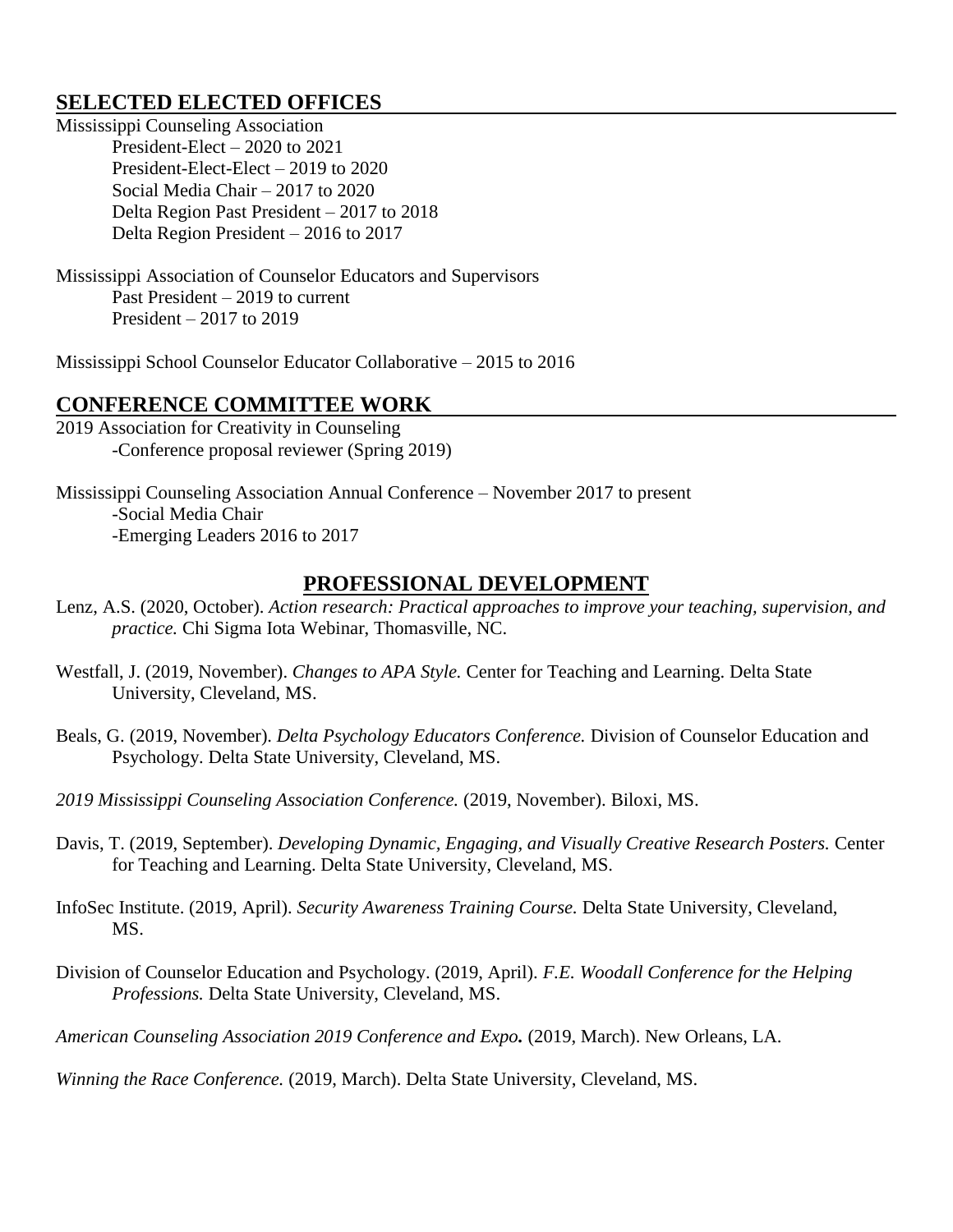## SELECTED ELECTED OFFICES

Mississippi Counseling Association

- President-Elect – 2020 to 2021
- President-Elect-Elect – 2019 to 2020
- Social Media Chair – 2017 to 2020
- Delta Region Past President – 2017 to 2018
- Delta Region President – 2016 to 2017

Mississippi Association of Counselor Educators and Supervisors

- Past President – 2019 to current
- President – 2017 to 2019

Mississippi School Counselor Educator Collaborative – 2015 to 2016

## CONFERENCE COMMITTEE WORK

2019 Association for Creativity in Counseling

- Conference proposal reviewer (Spring 2019)

Mississippi Counseling Association Annual Conference – November 2017 to present

- Social Media Chair
- Emerging Leaders 2016 to 2017

## PROFESSIONAL DEVELOPMENT

Lenz, A.S. (2020, October). *Action research: Practical approaches to improve your teaching, supervision, and practice.* Chi Sigma Iota Webinar, Thomasville, NC.

Westfall, J. (2019, November). *Changes to APA Style.* Center for Teaching and Learning. Delta State University, Cleveland, MS.

Beals, G. (2019, November). *Delta Psychology Educators Conference.* Division of Counselor Education and Psychology. Delta State University, Cleveland, MS.

*2019 Mississippi Counseling Association Conference.* (2019, November). Biloxi, MS.

Davis, T. (2019, September). *Developing Dynamic, Engaging, and Visually Creative Research Posters.* Center for Teaching and Learning. Delta State University, Cleveland, MS.

InfoSec Institute. (2019, April). *Security Awareness Training Course.* Delta State University, Cleveland, MS.

Division of Counselor Education and Psychology. (2019, April). *F.E. Woodall Conference for the Helping Professions.* Delta State University, Cleveland, MS.

*American Counseling Association 2019 Conference and Expo.* (2019, March). New Orleans, LA.

*Winning the Race Conference.* (2019, March). Delta State University, Cleveland, MS.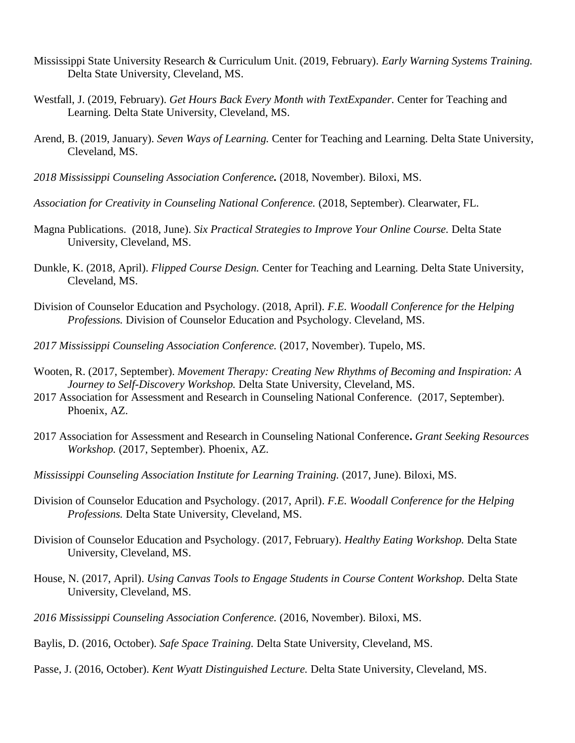Mississippi State University Research & Curriculum Unit. (2019, February). *Early Warning Systems Training.* Delta State University, Cleveland, MS.

Westfall, J. (2019, February). *Get Hours Back Every Month with TextExpander.* Center for Teaching and Learning. Delta State University, Cleveland, MS.

Arend, B. (2019, January). *Seven Ways of Learning.* Center for Teaching and Learning. Delta State University, Cleveland, MS.

*2018 Mississippi Counseling Association Conference.* (2018, November). Biloxi, MS.

*Association for Creativity in Counseling National Conference.* (2018, September). Clearwater, FL.

Magna Publications. (2018, June). *Six Practical Strategies to Improve Your Online Course.* Delta State University, Cleveland, MS.

Dunkle, K. (2018, April). *Flipped Course Design.* Center for Teaching and Learning. Delta State University, Cleveland, MS.

Division of Counselor Education and Psychology. (2018, April). *F.E. Woodall Conference for the Helping Professions.* Division of Counselor Education and Psychology. Cleveland, MS.

*2017 Mississippi Counseling Association Conference.* (2017, November). Tupelo, MS.

Wooten, R. (2017, September). *Movement Therapy: Creating New Rhythms of Becoming and Inspiration: A Journey to Self-Discovery Workshop.* Delta State University, Cleveland, MS.

2017 Association for Assessment and Research in Counseling National Conference. (2017, September). Phoenix, AZ.

2017 Association for Assessment and Research in Counseling National Conference**.** *Grant Seeking Resources Workshop.* (2017, September). Phoenix, AZ.

*Mississippi Counseling Association Institute for Learning Training.* (2017, June). Biloxi, MS.

Division of Counselor Education and Psychology. (2017, April). *F.E. Woodall Conference for the Helping Professions.* Delta State University, Cleveland, MS.

Division of Counselor Education and Psychology. (2017, February). *Healthy Eating Workshop.* Delta State University, Cleveland, MS.

House, N. (2017, April). *Using Canvas Tools to Engage Students in Course Content Workshop.* Delta State University, Cleveland, MS.

*2016 Mississippi Counseling Association Conference.* (2016, November). Biloxi, MS.

Baylis, D. (2016, October). *Safe Space Training.* Delta State University, Cleveland, MS.

Passe, J. (2016, October). *Kent Wyatt Distinguished Lecture.* Delta State University, Cleveland, MS.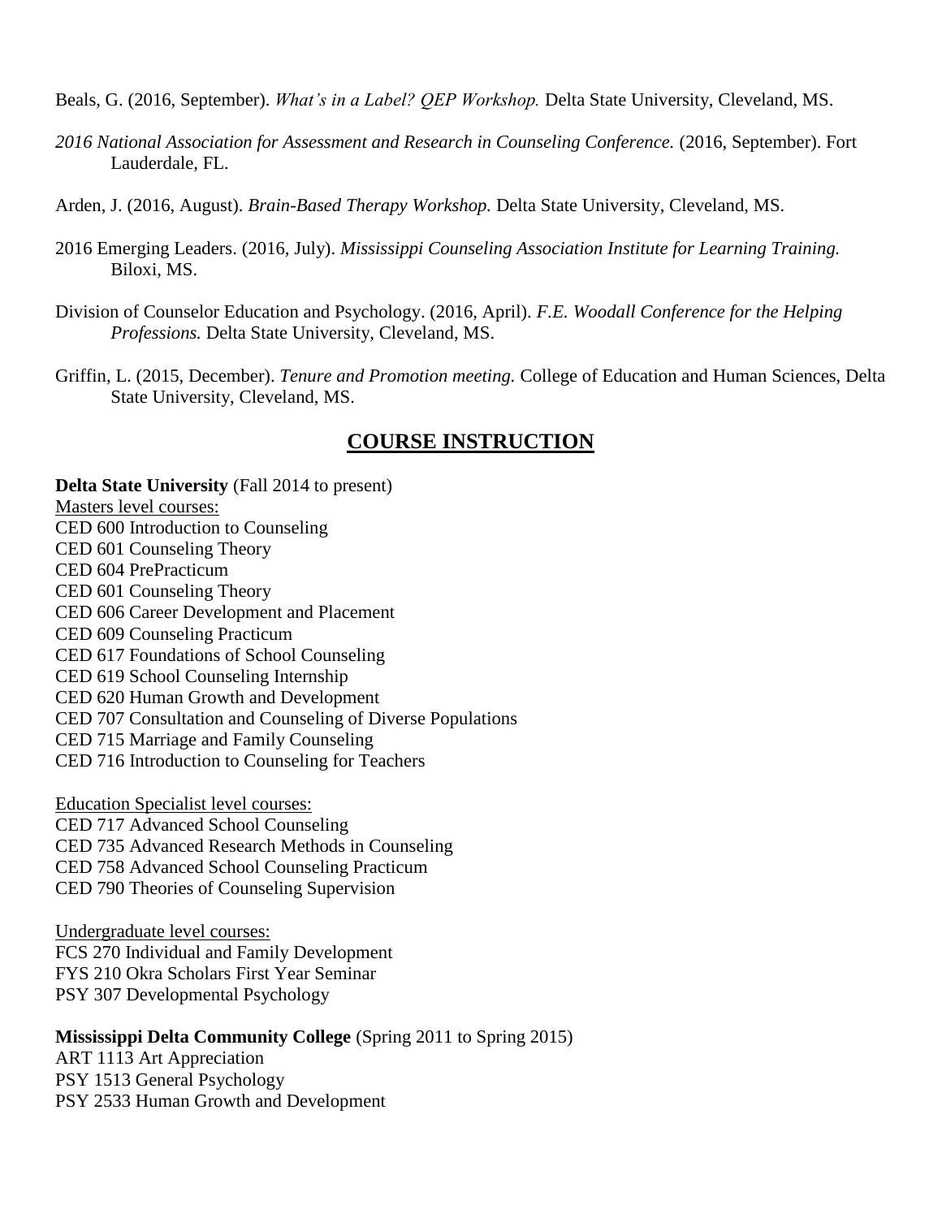Beals, G. (2016, September). *What's in a Label? QEP Workshop.* Delta State University, Cleveland, MS.

*2016 National Association for Assessment and Research in Counseling Conference.* (2016, September). Fort Lauderdale, FL.

Arden, J. (2016, August). *Brain-Based Therapy Workshop.* Delta State University, Cleveland, MS.

2016 Emerging Leaders. (2016, July). *Mississippi Counseling Association Institute for Learning Training.* Biloxi, MS.

Division of Counselor Education and Psychology. (2016, April). *F.E. Woodall Conference for the Helping Professions.* Delta State University, Cleveland, MS.

Griffin, L. (2015, December). *Tenure and Promotion meeting.* College of Education and Human Sciences, Delta State University, Cleveland, MS.

## COURSE INSTRUCTION

**Delta State University** (Fall 2014 to present)

Masters level courses:

CED 600 Introduction to Counseling
CED 601 Counseling Theory
CED 604 PrePracticum
CED 601 Counseling Theory
CED 606 Career Development and Placement
CED 609 Counseling Practicum
CED 617 Foundations of School Counseling
CED 619 School Counseling Internship
CED 620 Human Growth and Development
CED 707 Consultation and Counseling of Diverse Populations
CED 715 Marriage and Family Counseling
CED 716 Introduction to Counseling for Teachers

Education Specialist level courses:

CED 717 Advanced School Counseling
CED 735 Advanced Research Methods in Counseling
CED 758 Advanced School Counseling Practicum
CED 790 Theories of Counseling Supervision

Undergraduate level courses:

FCS 270 Individual and Family Development
FYS 210 Okra Scholars First Year Seminar
PSY 307 Developmental Psychology

**Mississippi Delta Community College** (Spring 2011 to Spring 2015)

ART 1113 Art Appreciation
PSY 1513 General Psychology
PSY 2533 Human Growth and Development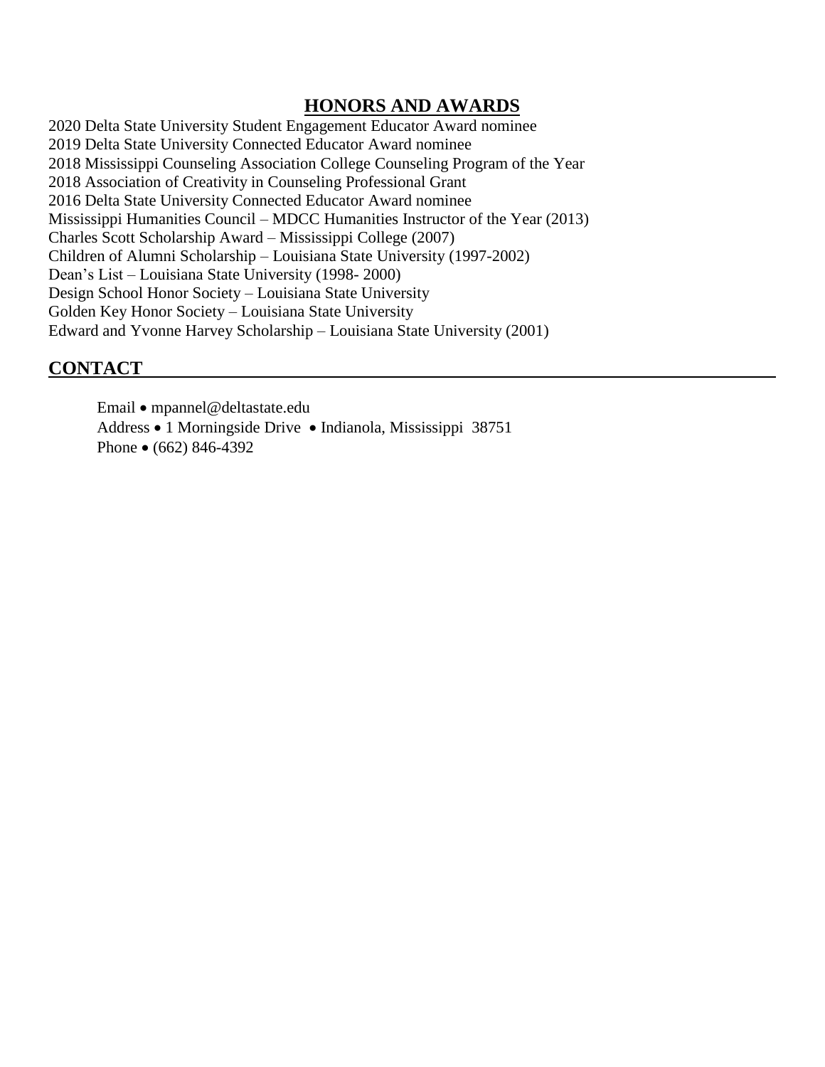## HONORS AND AWARDS

2020 Delta State University Student Engagement Educator Award nominee
2019 Delta State University Connected Educator Award nominee
2018 Mississippi Counseling Association College Counseling Program of the Year
2018 Association of Creativity in Counseling Professional Grant
2016 Delta State University Connected Educator Award nominee
Mississippi Humanities Council – MDCC Humanities Instructor of the Year (2013)
Charles Scott Scholarship Award – Mississippi College (2007)
Children of Alumni Scholarship – Louisiana State University (1997-2002)
Dean's List – Louisiana State University (1998- 2000)
Design School Honor Society – Louisiana State University
Golden Key Honor Society – Louisiana State University
Edward and Yvonne Harvey Scholarship – Louisiana State University (2001)

## CONTACT

Email • mpannel@deltastate.edu
Address • 1 Morningside Drive • Indianola, Mississippi 38751
Phone • (662) 846-4392